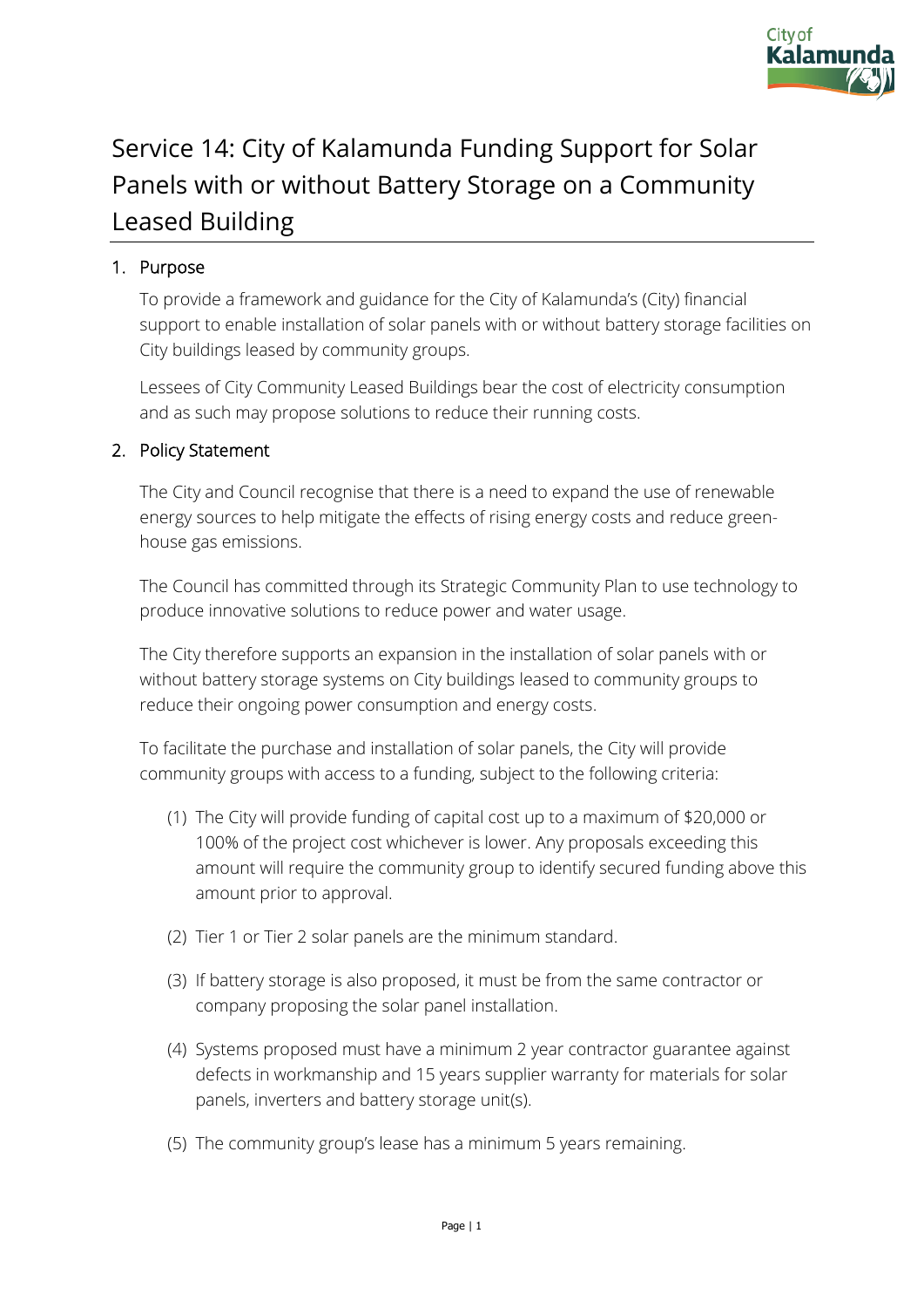# Service 14: City of Kalamunda Funding Support for Solar Panels with or without Battery Storage on a Community Leased Building

## 1. Purpose

To provide a framework and guidance for the City of Kalamunda's (City) financial support to enable installation of solar panels with or without battery storage facilities on City buildings leased by community groups.

Lessees of City Community Leased Buildings bear the cost of electricity consumption and as such may propose solutions to reduce their running costs.

## 2. Policy Statement

The City and Council recognise that there is a need to expand the use of renewable energy sources to help mitigate the effects of rising energy costs and reduce green-house gas emissions.

The Council has committed through its Strategic Community Plan to use technology to produce innovative solutions to reduce power and water usage.

The City therefore supports an expansion in the installation of solar panels with or without battery storage systems on City buildings leased to community groups to reduce their ongoing power consumption and energy costs.

To facilitate the purchase and installation of solar panels, the City will provide community groups with access to a funding, subject to the following criteria:

(1) The City will provide funding of capital cost up to a maximum of $20,000 or 100% of the project cost whichever is lower. Any proposals exceeding this amount will require the community group to identify secured funding above this amount prior to approval.

(2) Tier 1 or Tier 2 solar panels are the minimum standard.

(3) If battery storage is also proposed, it must be from the same contractor or company proposing the solar panel installation.

(4) Systems proposed must have a minimum 2 year contractor guarantee against defects in workmanship and 15 years supplier warranty for materials for solar panels, inverters and battery storage unit(s).

(5) The community group's lease has a minimum 5 years remaining.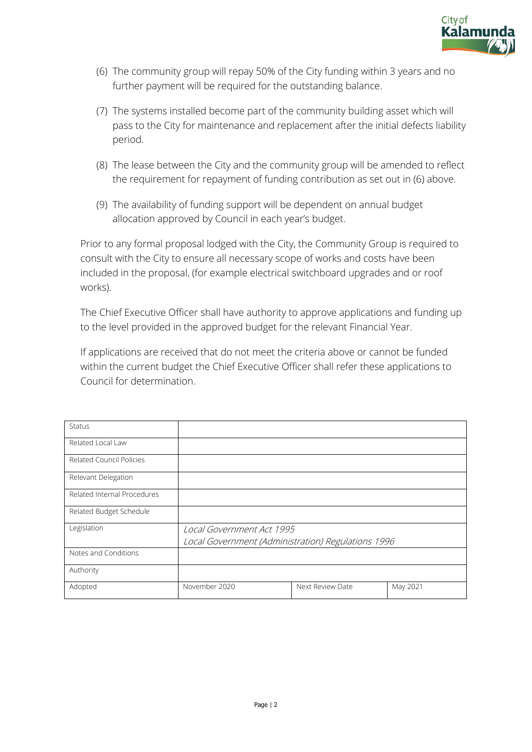(6) The community group will repay 50% of the City funding within 3 years and no further payment will be required for the outstanding balance.

(7) The systems installed become part of the community building asset which will pass to the City for maintenance and replacement after the initial defects liability period.

(8) The lease between the City and the community group will be amended to reflect the requirement for repayment of funding contribution as set out in (6) above.

(9) The availability of funding support will be dependent on annual budget allocation approved by Council in each year's budget.

Prior to any formal proposal lodged with the City, the Community Group is required to consult with the City to ensure all necessary scope of works and costs have been included in the proposal, (for example electrical switchboard upgrades and or roof works).

The Chief Executive Officer shall have authority to approve applications and funding up to the level provided in the approved budget for the relevant Financial Year.

If applications are received that do not meet the criteria above or cannot be funded within the current budget the Chief Executive Officer shall refer these applications to Council for determination.

| | | | |
|---|---|---|---|
| Status | | | |
| Related Local Law | | | |
| Related Council Policies | | | |
| Relevant Delegation | | | |
| Related Internal Procedures | | | |
| Related Budget Schedule | | | |
| Legislation | *Local Government Act 1995*<br>*Local Government (Administration) Regulations 1996* | | |
| Notes and Conditions | | | |
| Authority | | | |
| Adopted | November 2020 | Next Review Date | May 2021 |